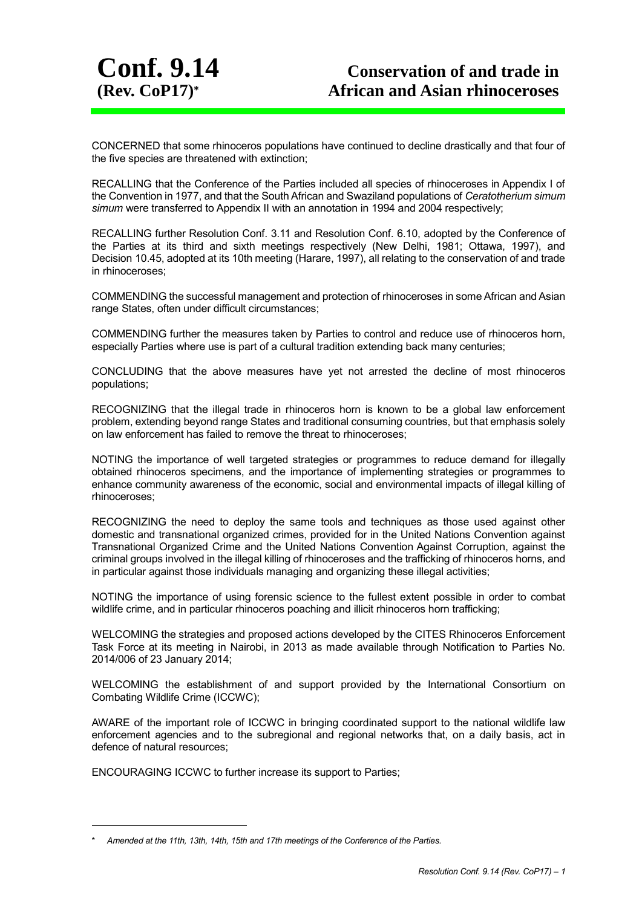# Conf. 9.14 (Rev. CoP17)*

# Conservation of and trade in African and Asian rhinoceroses

CONCERNED that some rhinoceros populations have continued to decline drastically and that four of the five species are threatened with extinction;

RECALLING that the Conference of the Parties included all species of rhinoceroses in Appendix I of the Convention in 1977, and that the South African and Swaziland populations of *Ceratotherium simum simum* were transferred to Appendix II with an annotation in 1994 and 2004 respectively;

RECALLING further Resolution Conf. 3.11 and Resolution Conf. 6.10, adopted by the Conference of the Parties at its third and sixth meetings respectively (New Delhi, 1981; Ottawa, 1997), and Decision 10.45, adopted at its 10th meeting (Harare, 1997), all relating to the conservation of and trade in rhinoceroses;

COMMENDING the successful management and protection of rhinoceroses in some African and Asian range States, often under difficult circumstances;

COMMENDING further the measures taken by Parties to control and reduce use of rhinoceros horn, especially Parties where use is part of a cultural tradition extending back many centuries;

CONCLUDING that the above measures have yet not arrested the decline of most rhinoceros populations;

RECOGNIZING that the illegal trade in rhinoceros horn is known to be a global law enforcement problem, extending beyond range States and traditional consuming countries, but that emphasis solely on law enforcement has failed to remove the threat to rhinoceroses;

NOTING the importance of well targeted strategies or programmes to reduce demand for illegally obtained rhinoceros specimens, and the importance of implementing strategies or programmes to enhance community awareness of the economic, social and environmental impacts of illegal killing of rhinoceroses;

RECOGNIZING the need to deploy the same tools and techniques as those used against other domestic and transnational organized crimes, provided for in the United Nations Convention against Transnational Organized Crime and the United Nations Convention Against Corruption, against the criminal groups involved in the illegal killing of rhinoceroses and the trafficking of rhinoceros horns, and in particular against those individuals managing and organizing these illegal activities;

NOTING the importance of using forensic science to the fullest extent possible in order to combat wildlife crime, and in particular rhinoceros poaching and illicit rhinoceros horn trafficking;

WELCOMING the strategies and proposed actions developed by the CITES Rhinoceros Enforcement Task Force at its meeting in Nairobi, in 2013 as made available through Notification to Parties No. 2014/006 of 23 January 2014;

WELCOMING the establishment of and support provided by the International Consortium on Combating Wildlife Crime (ICCWC);

AWARE of the important role of ICCWC in bringing coordinated support to the national wildlife law enforcement agencies and to the subregional and regional networks that, on a daily basis, act in defence of natural resources;

ENCOURAGING ICCWC to further increase its support to Parties;

\* *Amended at the 11th, 13th, 14th, 15th and 17th meetings of the Conference of the Parties.*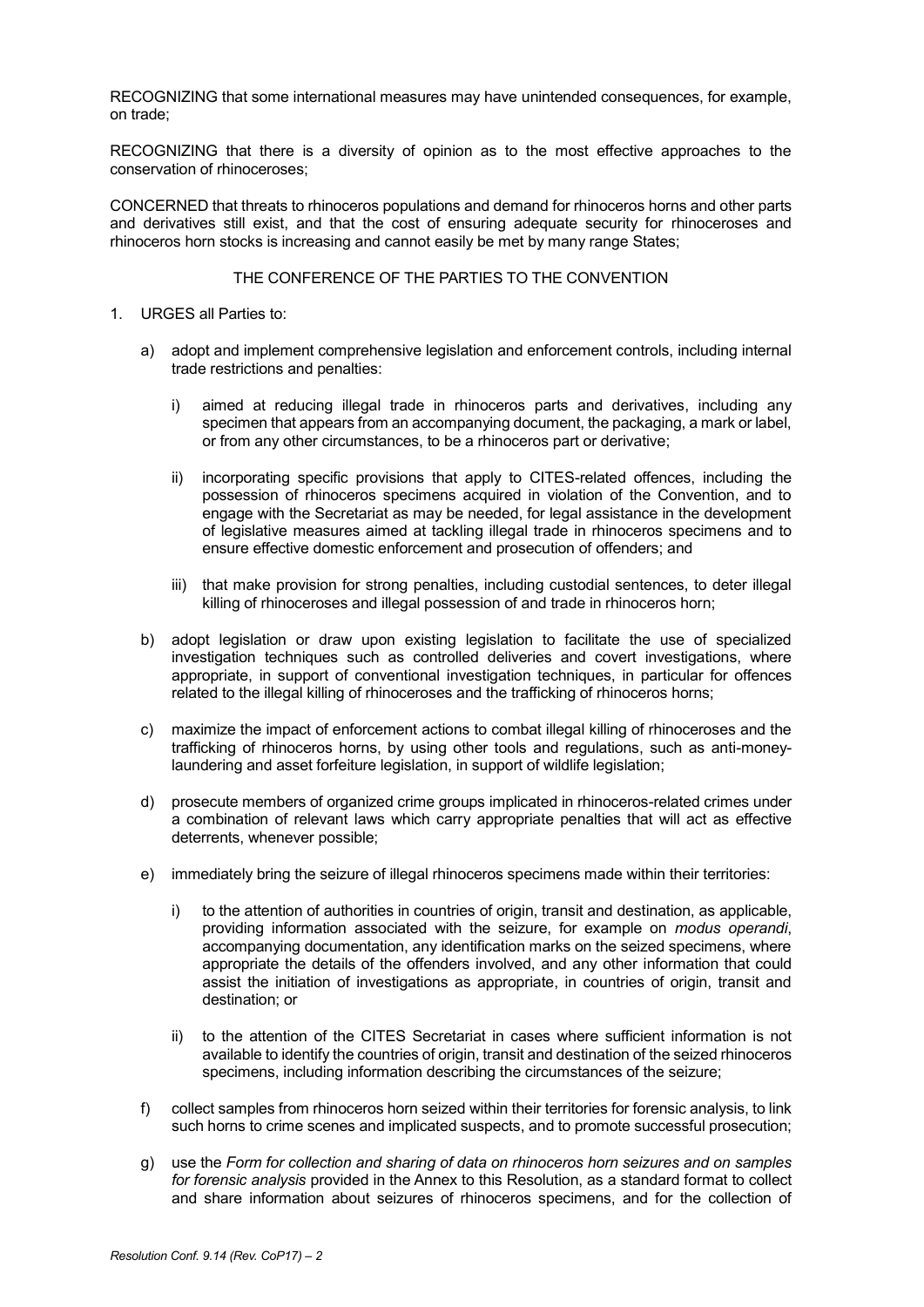RECOGNIZING that some international measures may have unintended consequences, for example, on trade;

RECOGNIZING that there is a diversity of opinion as to the most effective approaches to the conservation of rhinoceroses;

CONCERNED that threats to rhinoceros populations and demand for rhinoceros horns and other parts and derivatives still exist, and that the cost of ensuring adequate security for rhinoceroses and rhinoceros horn stocks is increasing and cannot easily be met by many range States;

THE CONFERENCE OF THE PARTIES TO THE CONVENTION

1. URGES all Parties to:

   a) adopt and implement comprehensive legislation and enforcement controls, including internal trade restrictions and penalties:

      i) aimed at reducing illegal trade in rhinoceros parts and derivatives, including any specimen that appears from an accompanying document, the packaging, a mark or label, or from any other circumstances, to be a rhinoceros part or derivative;

      ii) incorporating specific provisions that apply to CITES-related offences, including the possession of rhinoceros specimens acquired in violation of the Convention, and to engage with the Secretariat as may be needed, for legal assistance in the development of legislative measures aimed at tackling illegal trade in rhinoceros specimens and to ensure effective domestic enforcement and prosecution of offenders; and

      iii) that make provision for strong penalties, including custodial sentences, to deter illegal killing of rhinoceroses and illegal possession of and trade in rhinoceros horn;

   b) adopt legislation or draw upon existing legislation to facilitate the use of specialized investigation techniques such as controlled deliveries and covert investigations, where appropriate, in support of conventional investigation techniques, in particular for offences related to the illegal killing of rhinoceroses and the trafficking of rhinoceros horns;

   c) maximize the impact of enforcement actions to combat illegal killing of rhinoceroses and the trafficking of rhinoceros horns, by using other tools and regulations, such as anti-money-laundering and asset forfeiture legislation, in support of wildlife legislation;

   d) prosecute members of organized crime groups implicated in rhinoceros-related crimes under a combination of relevant laws which carry appropriate penalties that will act as effective deterrents, whenever possible;

   e) immediately bring the seizure of illegal rhinoceros specimens made within their territories:

      i) to the attention of authorities in countries of origin, transit and destination, as applicable, providing information associated with the seizure, for example on *modus operandi*, accompanying documentation, any identification marks on the seized specimens, where appropriate the details of the offenders involved, and any other information that could assist the initiation of investigations as appropriate, in countries of origin, transit and destination; or

      ii) to the attention of the CITES Secretariat in cases where sufficient information is not available to identify the countries of origin, transit and destination of the seized rhinoceros specimens, including information describing the circumstances of the seizure;

   f) collect samples from rhinoceros horn seized within their territories for forensic analysis, to link such horns to crime scenes and implicated suspects, and to promote successful prosecution;

   g) use the *Form for collection and sharing of data on rhinoceros horn seizures and on samples for forensic analysis* provided in the Annex to this Resolution, as a standard format to collect and share information about seizures of rhinoceros specimens, and for the collection of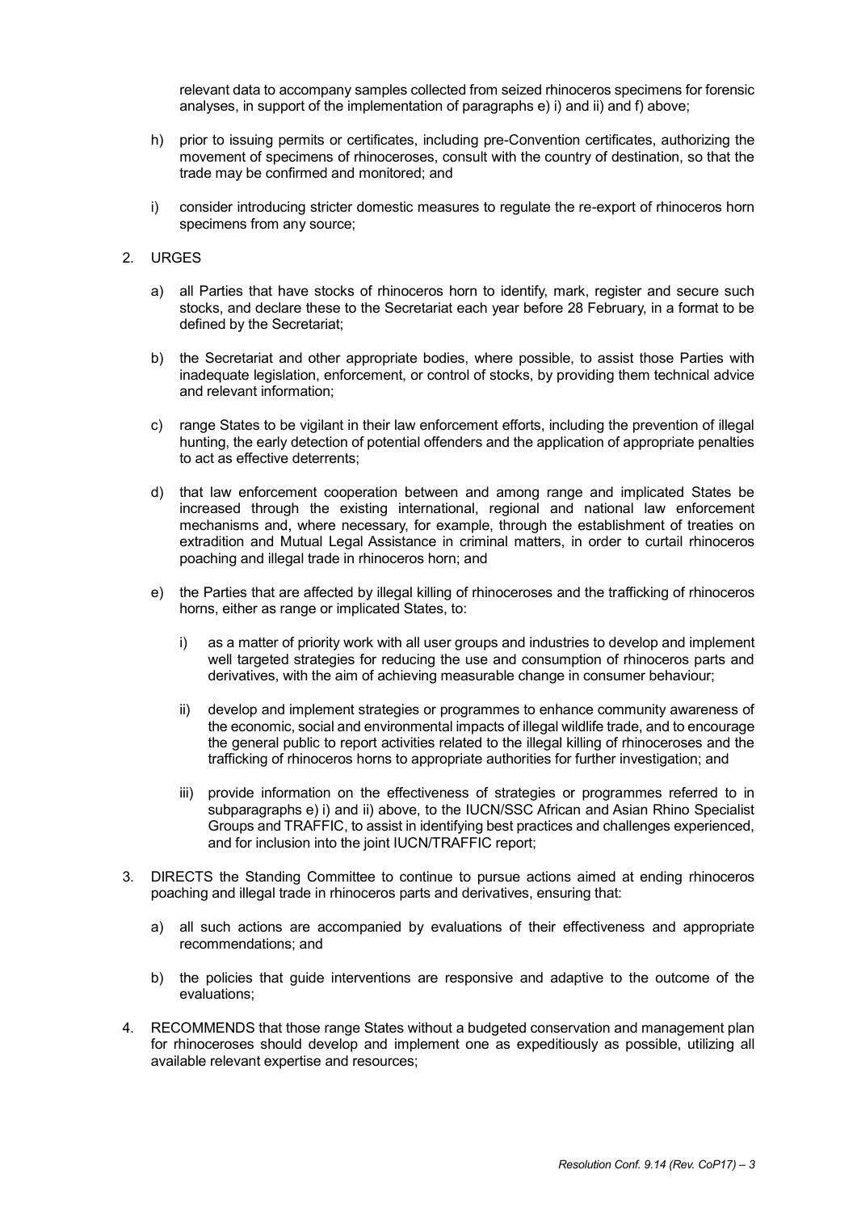relevant data to accompany samples collected from seized rhinoceros specimens for forensic analyses, in support of the implementation of paragraphs e) i) and ii) and f) above;

h) prior to issuing permits or certificates, including pre-Convention certificates, authorizing the movement of specimens of rhinoceroses, consult with the country of destination, so that the trade may be confirmed and monitored; and

i) consider introducing stricter domestic measures to regulate the re-export of rhinoceros horn specimens from any source;

2. URGES

   a) all Parties that have stocks of rhinoceros horn to identify, mark, register and secure such stocks, and declare these to the Secretariat each year before 28 February, in a format to be defined by the Secretariat;

   b) the Secretariat and other appropriate bodies, where possible, to assist those Parties with inadequate legislation, enforcement, or control of stocks, by providing them technical advice and relevant information;

   c) range States to be vigilant in their law enforcement efforts, including the prevention of illegal hunting, the early detection of potential offenders and the application of appropriate penalties to act as effective deterrents;

   d) that law enforcement cooperation between and among range and implicated States be increased through the existing international, regional and national law enforcement mechanisms and, where necessary, for example, through the establishment of treaties on extradition and Mutual Legal Assistance in criminal matters, in order to curtail rhinoceros poaching and illegal trade in rhinoceros horn; and

   e) the Parties that are affected by illegal killing of rhinoceroses and the trafficking of rhinoceros horns, either as range or implicated States, to:

      i) as a matter of priority work with all user groups and industries to develop and implement well targeted strategies for reducing the use and consumption of rhinoceros parts and derivatives, with the aim of achieving measurable change in consumer behaviour;

      ii) develop and implement strategies or programmes to enhance community awareness of the economic, social and environmental impacts of illegal wildlife trade, and to encourage the general public to report activities related to the illegal killing of rhinoceroses and the trafficking of rhinoceros horns to appropriate authorities for further investigation; and

      iii) provide information on the effectiveness of strategies or programmes referred to in subparagraphs e) i) and ii) above, to the IUCN/SSC African and Asian Rhino Specialist Groups and TRAFFIC, to assist in identifying best practices and challenges experienced, and for inclusion into the joint IUCN/TRAFFIC report;

3. DIRECTS the Standing Committee to continue to pursue actions aimed at ending rhinoceros poaching and illegal trade in rhinoceros parts and derivatives, ensuring that:

   a) all such actions are accompanied by evaluations of their effectiveness and appropriate recommendations; and

   b) the policies that guide interventions are responsive and adaptive to the outcome of the evaluations;

4. RECOMMENDS that those range States without a budgeted conservation and management plan for rhinoceroses should develop and implement one as expeditiously as possible, utilizing all available relevant expertise and resources;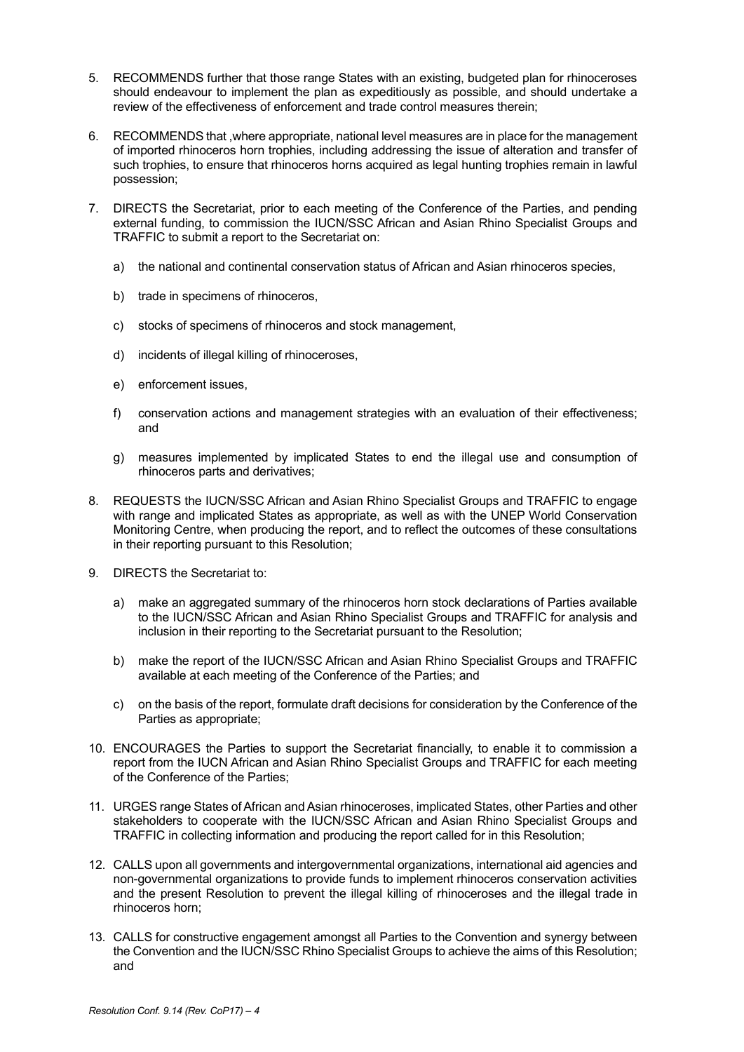5. RECOMMENDS further that those range States with an existing, budgeted plan for rhinoceroses should endeavour to implement the plan as expeditiously as possible, and should undertake a review of the effectiveness of enforcement and trade control measures therein;

6. RECOMMENDS that ,where appropriate, national level measures are in place for the management of imported rhinoceros horn trophies, including addressing the issue of alteration and transfer of such trophies, to ensure that rhinoceros horns acquired as legal hunting trophies remain in lawful possession;

7. DIRECTS the Secretariat, prior to each meeting of the Conference of the Parties, and pending external funding, to commission the IUCN/SSC African and Asian Rhino Specialist Groups and TRAFFIC to submit a report to the Secretariat on:

   a) the national and continental conservation status of African and Asian rhinoceros species,

   b) trade in specimens of rhinoceros,

   c) stocks of specimens of rhinoceros and stock management,

   d) incidents of illegal killing of rhinoceroses,

   e) enforcement issues,

   f) conservation actions and management strategies with an evaluation of their effectiveness; and

   g) measures implemented by implicated States to end the illegal use and consumption of rhinoceros parts and derivatives;

8. REQUESTS the IUCN/SSC African and Asian Rhino Specialist Groups and TRAFFIC to engage with range and implicated States as appropriate, as well as with the UNEP World Conservation Monitoring Centre, when producing the report, and to reflect the outcomes of these consultations in their reporting pursuant to this Resolution;

9. DIRECTS the Secretariat to:

   a) make an aggregated summary of the rhinoceros horn stock declarations of Parties available to the IUCN/SSC African and Asian Rhino Specialist Groups and TRAFFIC for analysis and inclusion in their reporting to the Secretariat pursuant to the Resolution;

   b) make the report of the IUCN/SSC African and Asian Rhino Specialist Groups and TRAFFIC available at each meeting of the Conference of the Parties; and

   c) on the basis of the report, formulate draft decisions for consideration by the Conference of the Parties as appropriate;

10. ENCOURAGES the Parties to support the Secretariat financially, to enable it to commission a report from the IUCN African and Asian Rhino Specialist Groups and TRAFFIC for each meeting of the Conference of the Parties;

11. URGES range States of African and Asian rhinoceroses, implicated States, other Parties and other stakeholders to cooperate with the IUCN/SSC African and Asian Rhino Specialist Groups and TRAFFIC in collecting information and producing the report called for in this Resolution;

12. CALLS upon all governments and intergovernmental organizations, international aid agencies and non-governmental organizations to provide funds to implement rhinoceros conservation activities and the present Resolution to prevent the illegal killing of rhinoceroses and the illegal trade in rhinoceros horn;

13. CALLS for constructive engagement amongst all Parties to the Convention and synergy between the Convention and the IUCN/SSC Rhino Specialist Groups to achieve the aims of this Resolution; and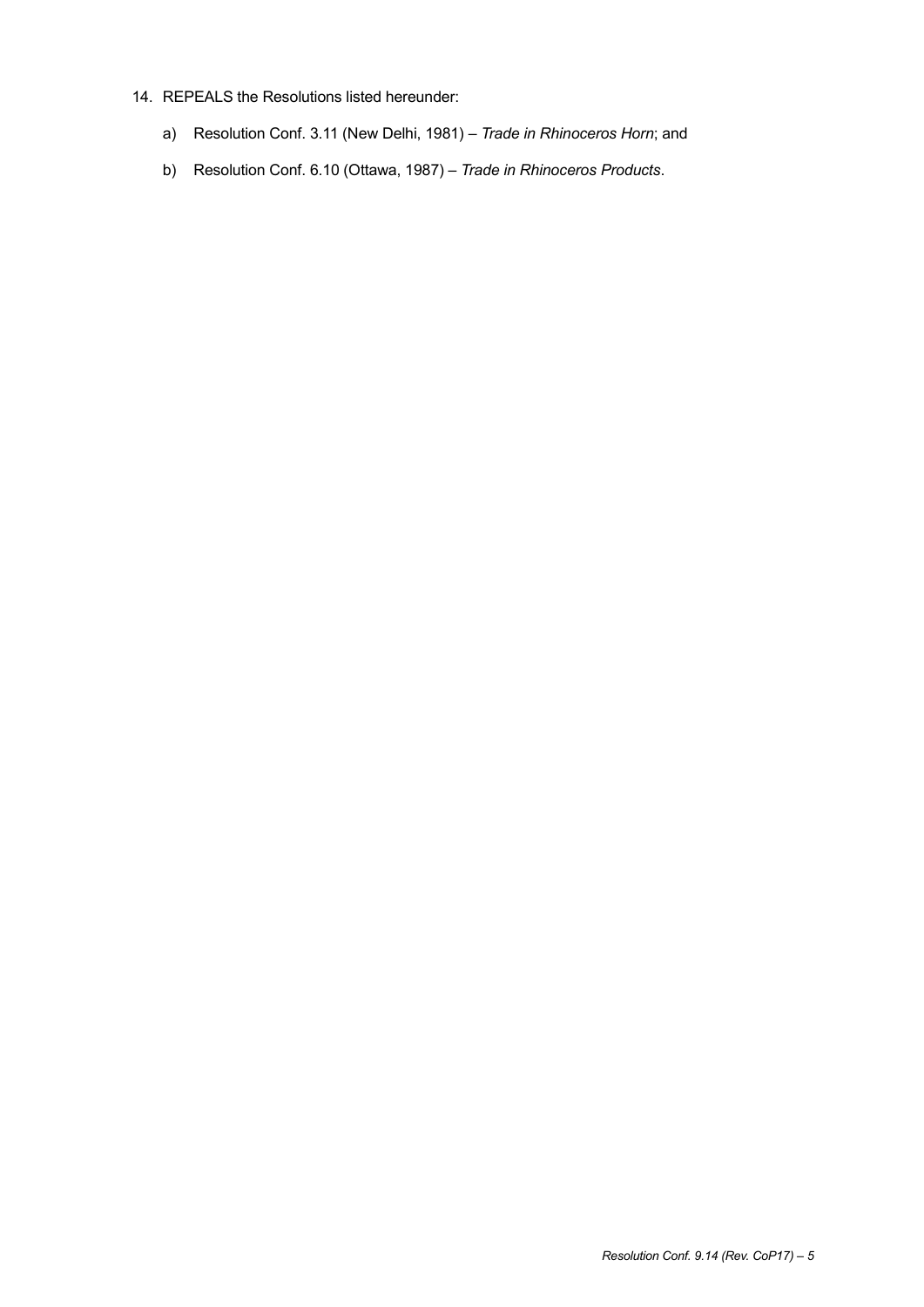14. REPEALS the Resolutions listed hereunder:

    a) Resolution Conf. 3.11 (New Delhi, 1981) – *Trade in Rhinoceros Horn*; and

    b) Resolution Conf. 6.10 (Ottawa, 1987) – *Trade in Rhinoceros Products*.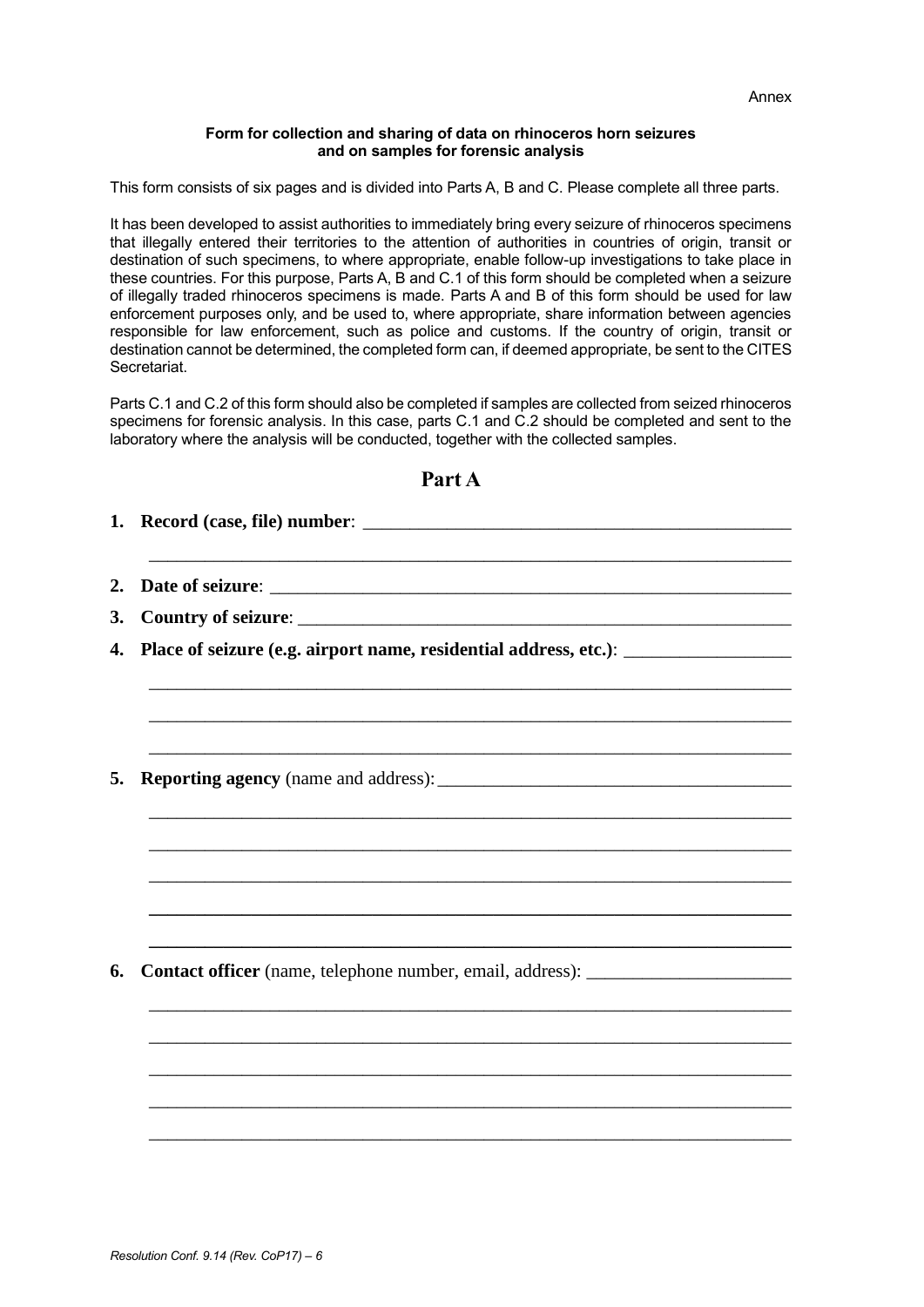Annex

**Form for collection and sharing of data on rhinoceros horn seizures and on samples for forensic analysis**

This form consists of six pages and is divided into Parts A, B and C. Please complete all three parts.

It has been developed to assist authorities to immediately bring every seizure of rhinoceros specimens that illegally entered their territories to the attention of authorities in countries of origin, transit or destination of such specimens, to where appropriate, enable follow-up investigations to take place in these countries. For this purpose, Parts A, B and C.1 of this form should be completed when a seizure of illegally traded rhinoceros specimens is made. Parts A and B of this form should be used for law enforcement purposes only, and be used to, where appropriate, share information between agencies responsible for law enforcement, such as police and customs. If the country of origin, transit or destination cannot be determined, the completed form can, if deemed appropriate, be sent to the CITES Secretariat.

Parts C.1 and C.2 of this form should also be completed if samples are collected from seized rhinoceros specimens for forensic analysis. In this case, parts C.1 and C.2 should be completed and sent to the laboratory where the analysis will be conducted, together with the collected samples.

## Part A

1. **Record (case, file) number**: ________________________________________________

   ______________________________________________________________________

2. **Date of seizure**: ___________________________________________________________

3. **Country of seizure**: ________________________________________________________

4. **Place of seizure (e.g. airport name, residential address, etc.)**: _________________

   ______________________________________________________________________

   ______________________________________________________________________

   ______________________________________________________________________

5. **Reporting agency** (name and address): ______________________________________

   ______________________________________________________________________

   ______________________________________________________________________

   ______________________________________________________________________

   ______________________________________________________________________

   ______________________________________________________________________

6. **Contact officer** (name, telephone number, email, address): ______________________

   ______________________________________________________________________

   ______________________________________________________________________

   ______________________________________________________________________

   ______________________________________________________________________

   ______________________________________________________________________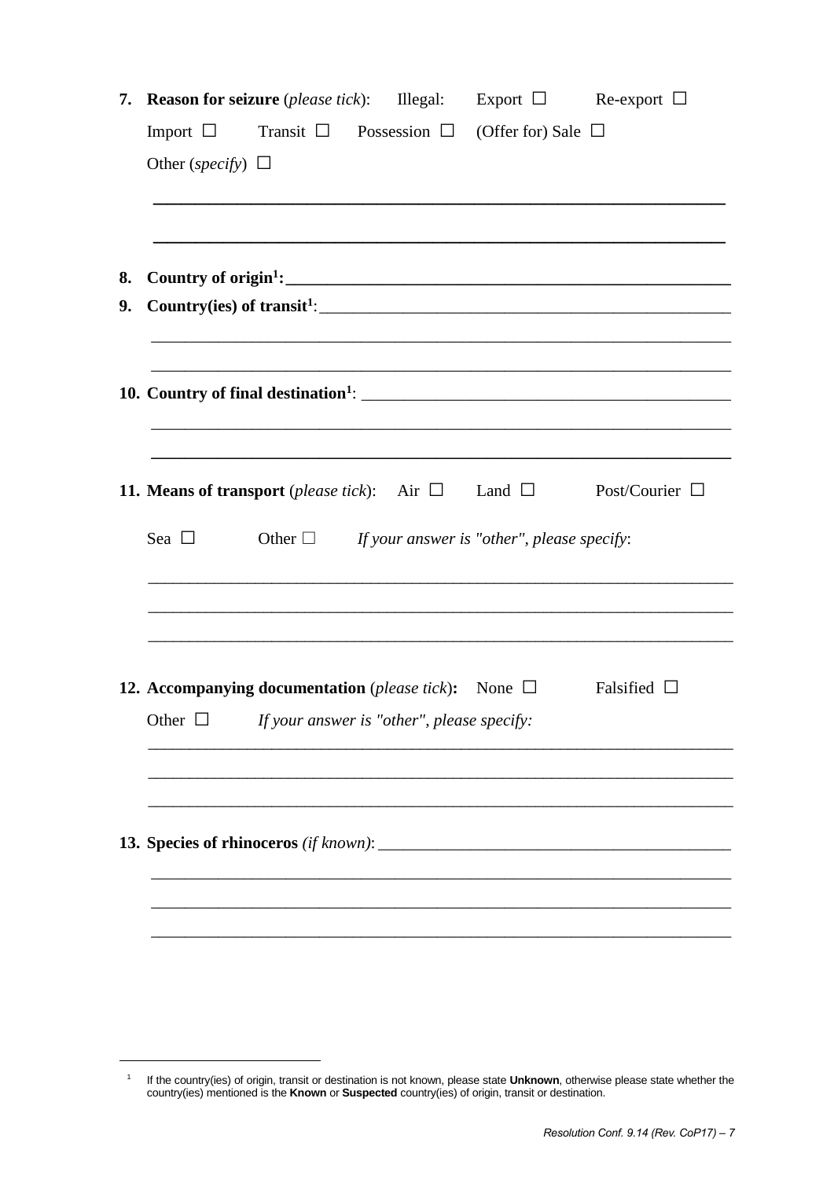7. **Reason for seizure** (*please tick*): Illegal: Export ☐ Re-export ☐

   Import ☐ Transit ☐ Possession ☐ (Offer for) Sale ☐

   Other (*specify*) ☐

   ______________________________________________________________________

   ______________________________________________________________________

8. **Country of origin[1]:** ______________________________________________________

9. **Country(ies) of transit[1]**: ______________________________________________________

   ______________________________________________________________________

   ______________________________________________________________________

10. **Country of final destination[1]**: ______________________________________________

    ______________________________________________________________________

    ______________________________________________________________________

11. **Means of transport** (*please tick*): Air ☐ Land ☐ Post/Courier ☐

    Sea ☐ Other ☐ *If your answer is "other", please specify*:

    ______________________________________________________________________

    ______________________________________________________________________

    ______________________________________________________________________

12. **Accompanying documentation** (*please tick*)**:** None ☐ Falsified ☐

    Other ☐ *If your answer is "other", please specify:*

    ______________________________________________________________________

    ______________________________________________________________________

    ______________________________________________________________________

13. **Species of rhinoceros** *(if known)*: ______________________________________________

    ______________________________________________________________________

    ______________________________________________________________________

    ______________________________________________________________________

---

[1] If the country(ies) of origin, transit or destination is not known, please state **Unknown**, otherwise please state whether the country(ies) mentioned is the **Known** or **Suspected** country(ies) of origin, transit or destination.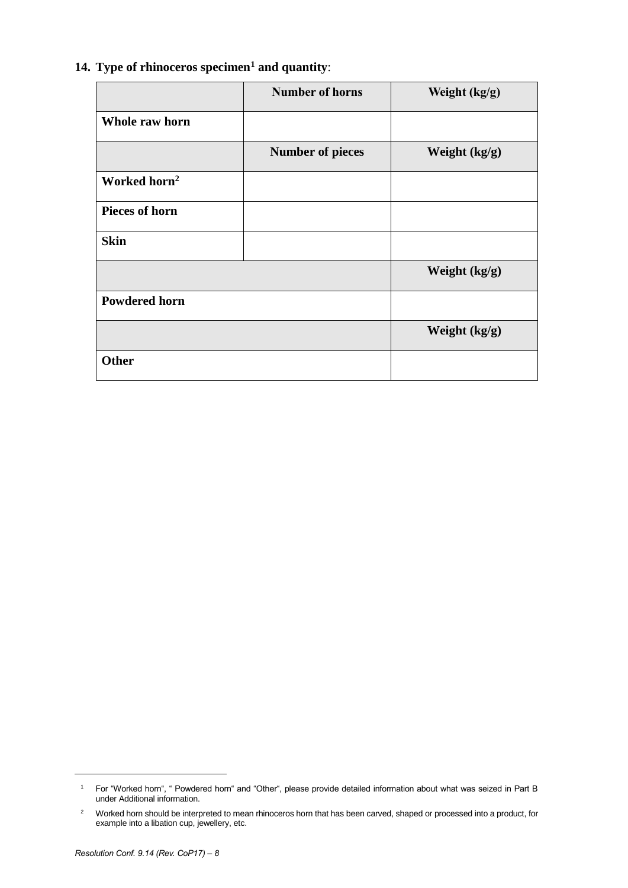**14. Type of rhinoceros specimen[1] and quantity**:

| | Number of horns | Weight (kg/g) |
|---|---|---|
| **Whole raw horn** | | |
| | **Number of pieces** | **Weight (kg/g)** |
| **Worked horn[2]** | | |
| **Pieces of horn** | | |
| **Skin** | | |
| | | **Weight (kg/g)** |
| **Powdered horn** | | |
| | | **Weight (kg/g)** |
| **Other** | | |

[1] For "Worked horn", " Powdered horn" and "Other", please provide detailed information about what was seized in Part B under Additional information.

[2] Worked horn should be interpreted to mean rhinoceros horn that has been carved, shaped or processed into a product, for example into a libation cup, jewellery, etc.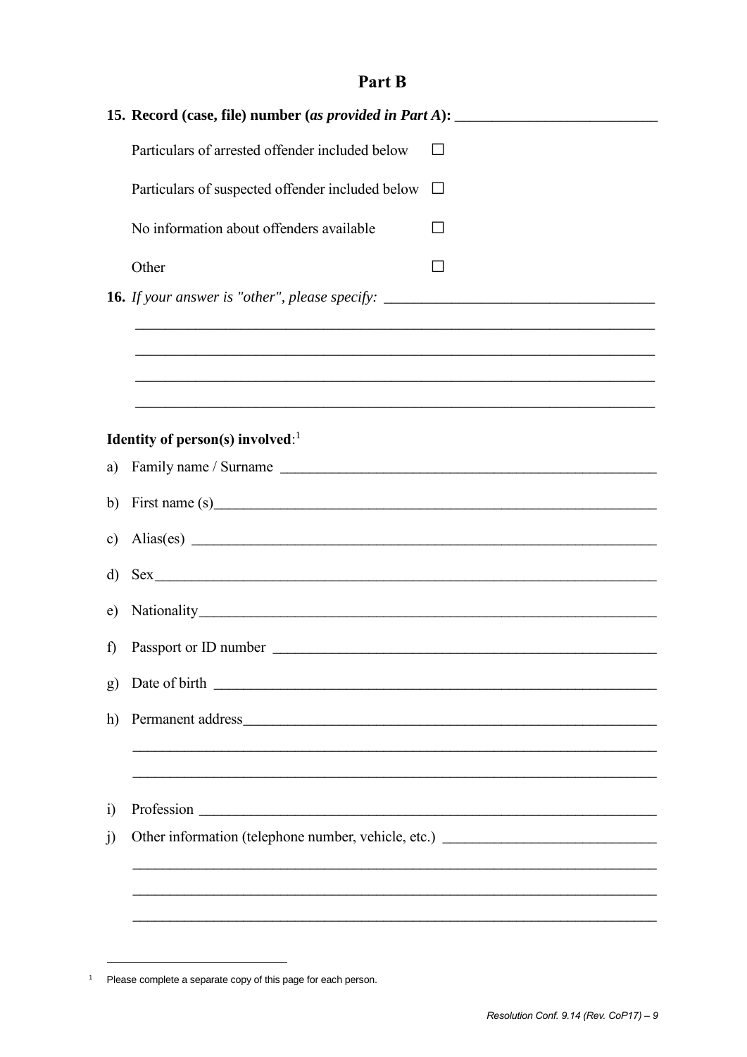# Part B

**15. Record (case, file) number (*as provided in Part A*): ___________________________**

Particulars of arrested offender included below ☐

Particulars of suspected offender included below ☐

No information about offenders available ☐

Other ☐

**16.** *If your answer is "other", please specify:* ___________________________________

___________________________________________________________________________

___________________________________________________________________________

___________________________________________________________________________

___________________________________________________________________________

**Identity of person(s) involved**:[1]

a) Family name / Surname ___________________________________________________

b) First name (s)___________________________________________________________

c) Alias(es) _______________________________________________________________

d) Sex___________________________________________________________________

e) Nationality______________________________________________________________

f) Passport or ID number ____________________________________________________

g) Date of birth ___________________________________________________________

h) Permanent address_______________________________________________________

___________________________________________________________________________

___________________________________________________________________________

i) Profession ______________________________________________________________

j) Other information (telephone number, vehicle, etc.) ____________________________

___________________________________________________________________________

___________________________________________________________________________

___________________________________________________________________________

---

[1] Please complete a separate copy of this page for each person.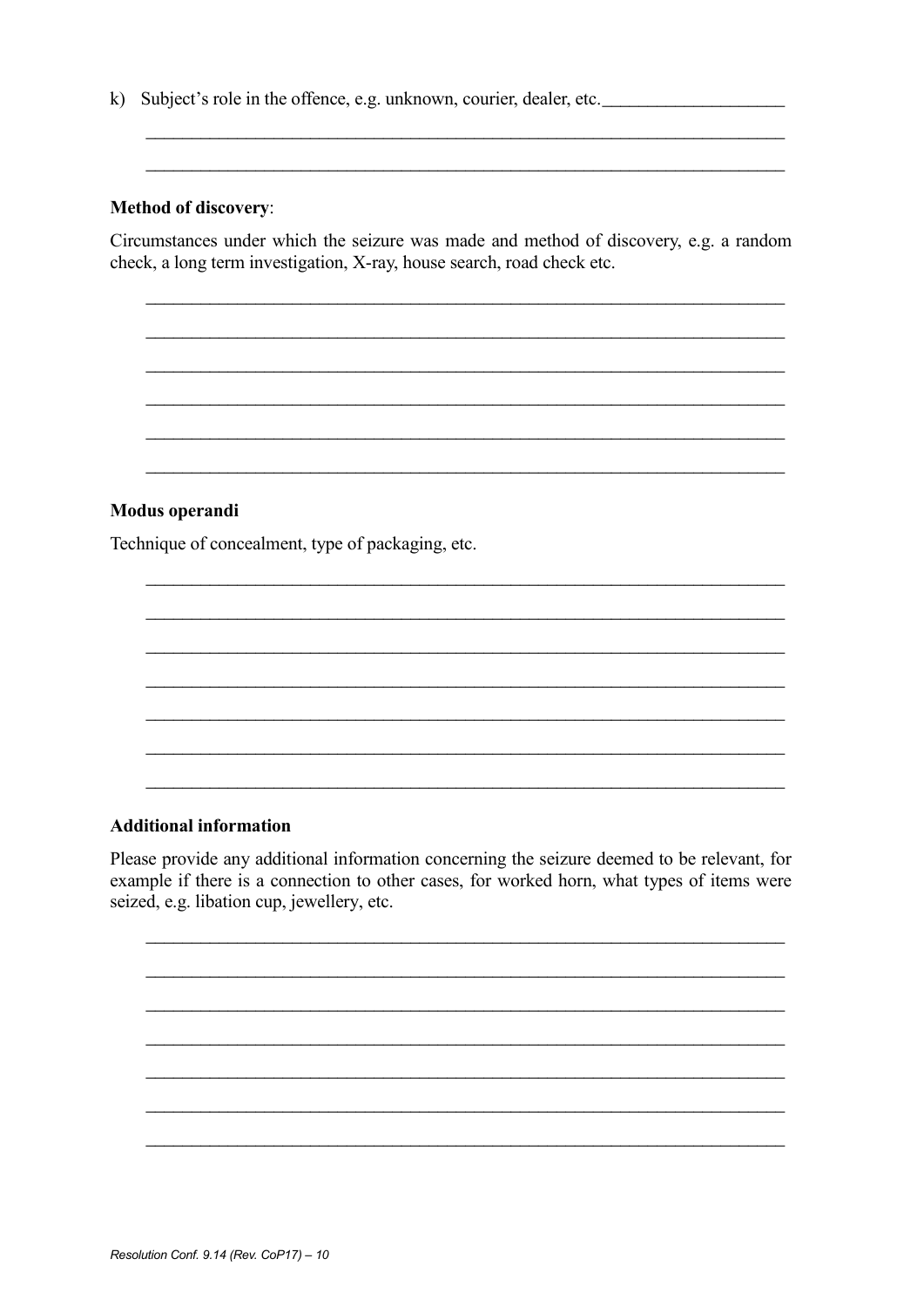k) Subject's role in the offence, e.g. unknown, courier, dealer, etc.____________________

____________________________________________________________________________

____________________________________________________________________________

**Method of discovery**:

Circumstances under which the seizure was made and method of discovery, e.g. a random check, a long term investigation, X-ray, house search, road check etc.

____________________________________________________________________________

____________________________________________________________________________

____________________________________________________________________________

____________________________________________________________________________

____________________________________________________________________________

____________________________________________________________________________

**Modus operandi**

Technique of concealment, type of packaging, etc.

____________________________________________________________________________

____________________________________________________________________________

____________________________________________________________________________

____________________________________________________________________________

____________________________________________________________________________

____________________________________________________________________________

____________________________________________________________________________

**Additional information**

Please provide any additional information concerning the seizure deemed to be relevant, for example if there is a connection to other cases, for worked horn, what types of items were seized, e.g. libation cup, jewellery, etc.

____________________________________________________________________________

____________________________________________________________________________

____________________________________________________________________________

____________________________________________________________________________

____________________________________________________________________________

____________________________________________________________________________

____________________________________________________________________________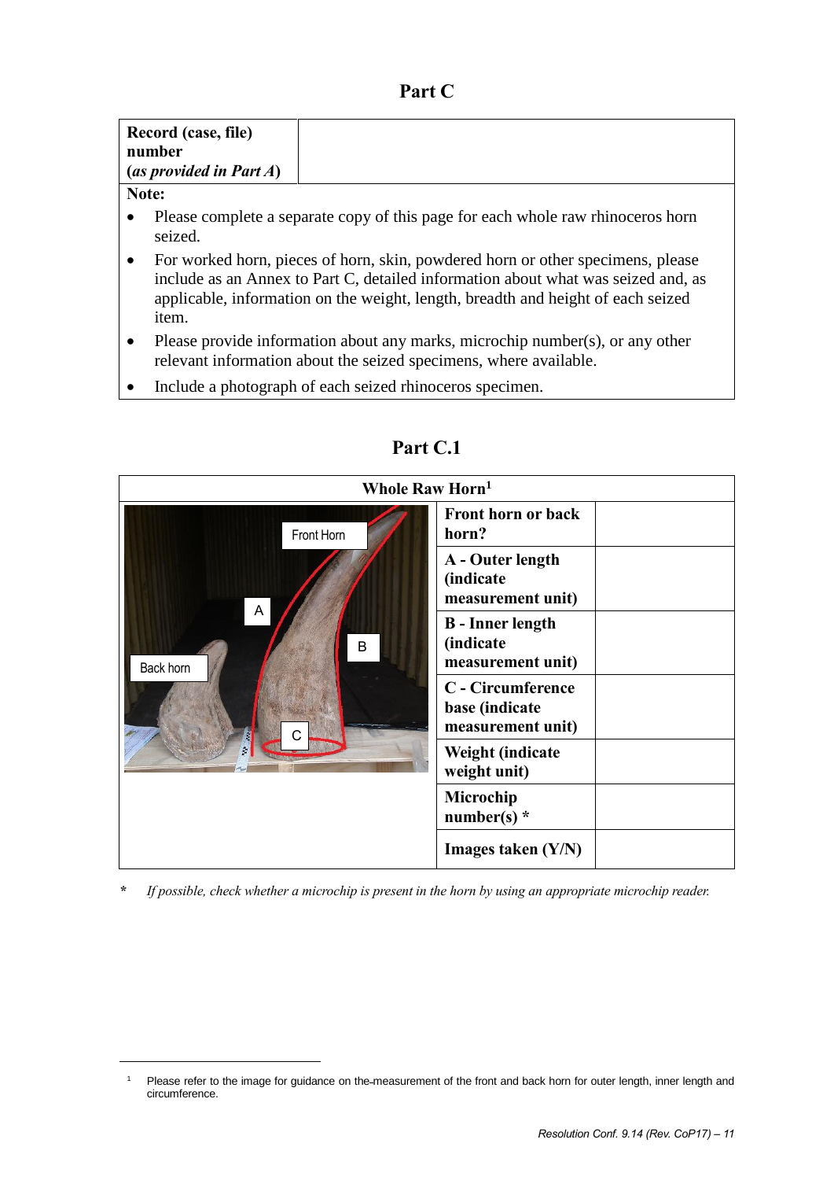# Part C

| Record (case, file) number (*as provided in Part A*) | |
|---|---|

**Note:**

- Please complete a separate copy of this page for each whole raw rhinoceros horn seized.
- For worked horn, pieces of horn, skin, powdered horn or other specimens, please include as an Annex to Part C, detailed information about what was seized and, as applicable, information on the weight, length, breadth and height of each seized item.
- Please provide information about any marks, microchip number(s), or any other relevant information about the seized specimens, where available.
- Include a photograph of each seized rhinoceros specimen.

# Part C.1

| Whole Raw Horn[1] | | |
|---|---|---|
| | **Front horn or back horn?** | |
| | **A - Outer length (indicate measurement unit)** | |
| | **B - Inner length (indicate measurement unit)** | |
| | **C - Circumference base (indicate measurement unit)** | |
| | **Weight (indicate weight unit)** | |
| | **Microchip number(s) \*** | |
| | **Images taken (Y/N)** | |

\* *If possible, check whether a microchip is present in the horn by using an appropriate microchip reader.*

[1] Please refer to the image for guidance on the measurement of the front and back horn for outer length, inner length and circumference.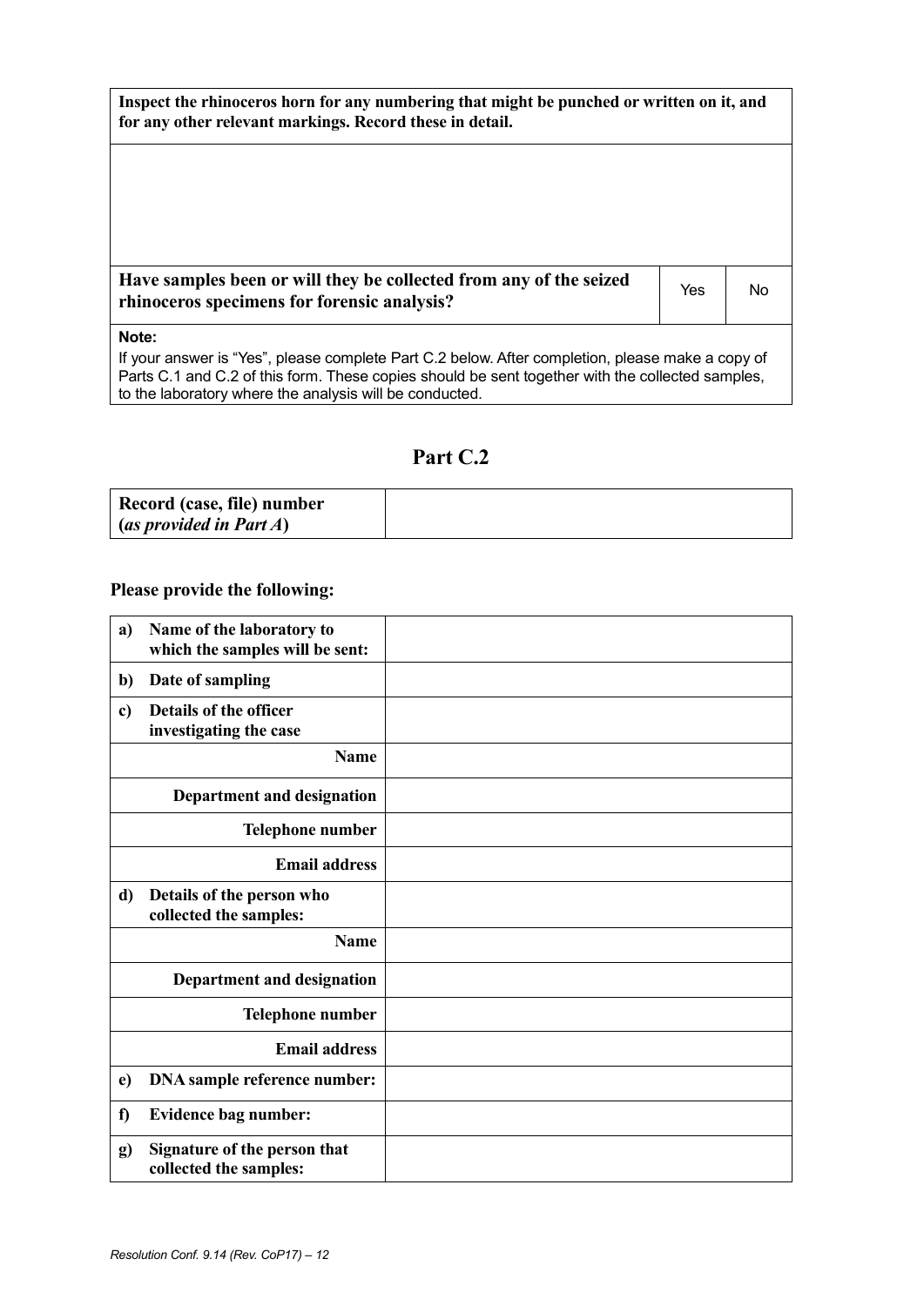| |
|---|
| **Inspect the rhinoceros horn for any numbering that might be punched or written on it, and for any other relevant markings. Record these in detail.** |
| |

| | | |
|---|---|---|
| **Have samples been or will they be collected from any of the seized rhinoceros specimens for forensic analysis?** | Yes | No |

**Note:**

If your answer is "Yes", please complete Part C.2 below. After completion, please make a copy of Parts C.1 and C.2 of this form. These copies should be sent together with the collected samples, to the laboratory where the analysis will be conducted.

## Part C.2

| | |
|---|---|
| **Record (case, file) number (*as provided in Part A*)** | |

**Please provide the following:**

| | | |
|---|---|---|
| **a)** | **Name of the laboratory to which the samples will be sent:** | |
| **b)** | **Date of sampling** | |
| **c)** | **Details of the officer investigating the case** | |
| | **Name** | |
| | **Department and designation** | |
| | **Telephone number** | |
| | **Email address** | |
| **d)** | **Details of the person who collected the samples:** | |
| | **Name** | |
| | **Department and designation** | |
| | **Telephone number** | |
| | **Email address** | |
| **e)** | **DNA sample reference number:** | |
| **f)** | **Evidence bag number:** | |
| **g)** | **Signature of the person that collected the samples:** | |